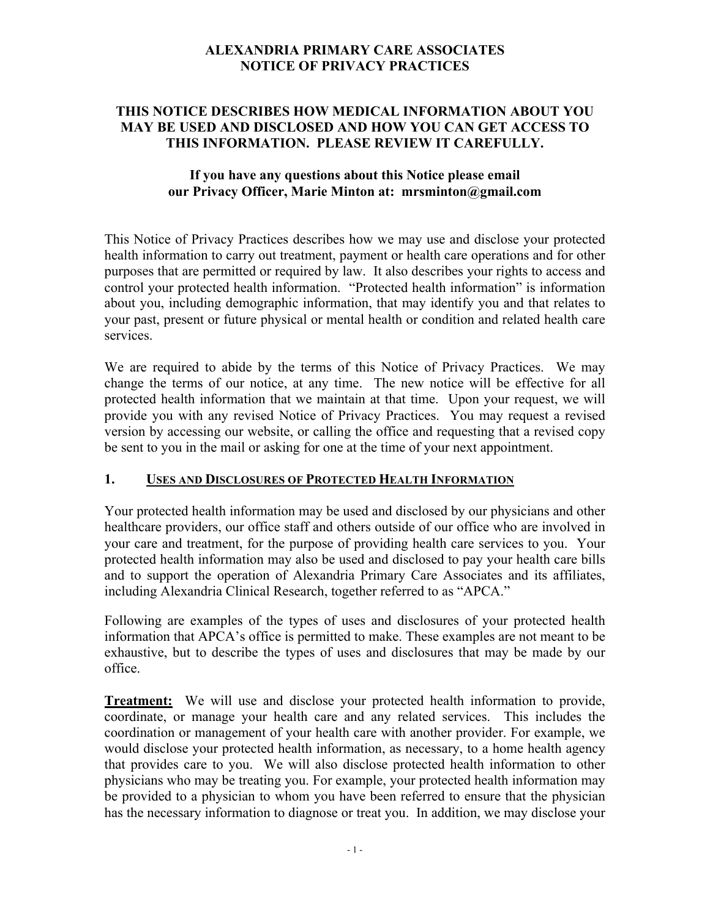# ALEXANDRIA PRIMARY CARE ASSOCIATES
# NOTICE OF PRIVACY PRACTICES

## THIS NOTICE DESCRIBES HOW MEDICAL INFORMATION ABOUT YOU MAY BE USED AND DISCLOSED AND HOW YOU CAN GET ACCESS TO THIS INFORMATION. PLEASE REVIEW IT CAREFULLY.

**If you have any questions about this Notice please email our Privacy Officer, Marie Minton at: mrsminton@gmail.com**

This Notice of Privacy Practices describes how we may use and disclose your protected health information to carry out treatment, payment or health care operations and for other purposes that are permitted or required by law. It also describes your rights to access and control your protected health information. "Protected health information" is information about you, including demographic information, that may identify you and that relates to your past, present or future physical or mental health or condition and related health care services.

We are required to abide by the terms of this Notice of Privacy Practices. We may change the terms of our notice, at any time. The new notice will be effective for all protected health information that we maintain at that time. Upon your request, we will provide you with any revised Notice of Privacy Practices. You may request a revised version by accessing our website, or calling the office and requesting that a revised copy be sent to you in the mail or asking for one at the time of your next appointment.

## 1. USES AND DISCLOSURES OF PROTECTED HEALTH INFORMATION

Your protected health information may be used and disclosed by our physicians and other healthcare providers, our office staff and others outside of our office who are involved in your care and treatment, for the purpose of providing health care services to you. Your protected health information may also be used and disclosed to pay your health care bills and to support the operation of Alexandria Primary Care Associates and its affiliates, including Alexandria Clinical Research, together referred to as "APCA."

Following are examples of the types of uses and disclosures of your protected health information that APCA's office is permitted to make. These examples are not meant to be exhaustive, but to describe the types of uses and disclosures that may be made by our office.

**Treatment:** We will use and disclose your protected health information to provide, coordinate, or manage your health care and any related services. This includes the coordination or management of your health care with another provider. For example, we would disclose your protected health information, as necessary, to a home health agency that provides care to you. We will also disclose protected health information to other physicians who may be treating you. For example, your protected health information may be provided to a physician to whom you have been referred to ensure that the physician has the necessary information to diagnose or treat you. In addition, we may disclose your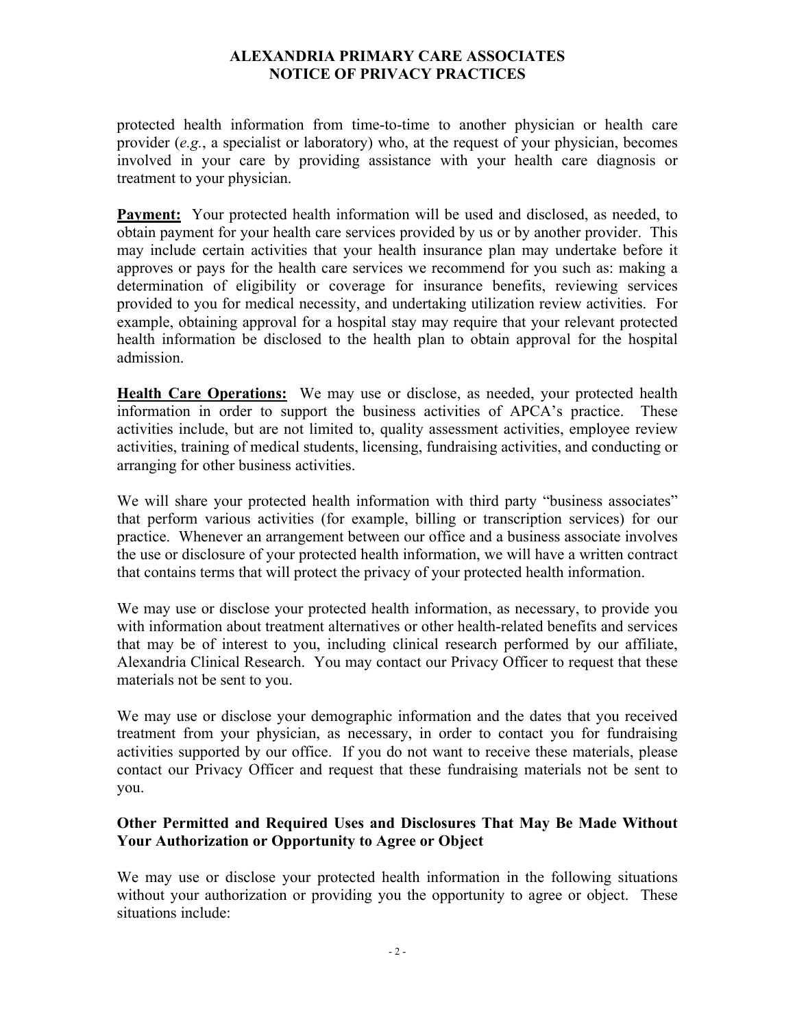protected health information from time-to-time to another physician or health care provider (*e.g.*, a specialist or laboratory) who, at the request of your physician, becomes involved in your care by providing assistance with your health care diagnosis or treatment to your physician.

**Payment:** Your protected health information will be used and disclosed, as needed, to obtain payment for your health care services provided by us or by another provider. This may include certain activities that your health insurance plan may undertake before it approves or pays for the health care services we recommend for you such as: making a determination of eligibility or coverage for insurance benefits, reviewing services provided to you for medical necessity, and undertaking utilization review activities. For example, obtaining approval for a hospital stay may require that your relevant protected health information be disclosed to the health plan to obtain approval for the hospital admission.

**Health Care Operations:** We may use or disclose, as needed, your protected health information in order to support the business activities of APCA's practice. These activities include, but are not limited to, quality assessment activities, employee review activities, training of medical students, licensing, fundraising activities, and conducting or arranging for other business activities.

We will share your protected health information with third party "business associates" that perform various activities (for example, billing or transcription services) for our practice. Whenever an arrangement between our office and a business associate involves the use or disclosure of your protected health information, we will have a written contract that contains terms that will protect the privacy of your protected health information.

We may use or disclose your protected health information, as necessary, to provide you with information about treatment alternatives or other health-related benefits and services that may be of interest to you, including clinical research performed by our affiliate, Alexandria Clinical Research. You may contact our Privacy Officer to request that these materials not be sent to you.

We may use or disclose your demographic information and the dates that you received treatment from your physician, as necessary, in order to contact you for fundraising activities supported by our office. If you do not want to receive these materials, please contact our Privacy Officer and request that these fundraising materials not be sent to you.

### Other Permitted and Required Uses and Disclosures That May Be Made Without Your Authorization or Opportunity to Agree or Object

We may use or disclose your protected health information in the following situations without your authorization or providing you the opportunity to agree or object. These situations include: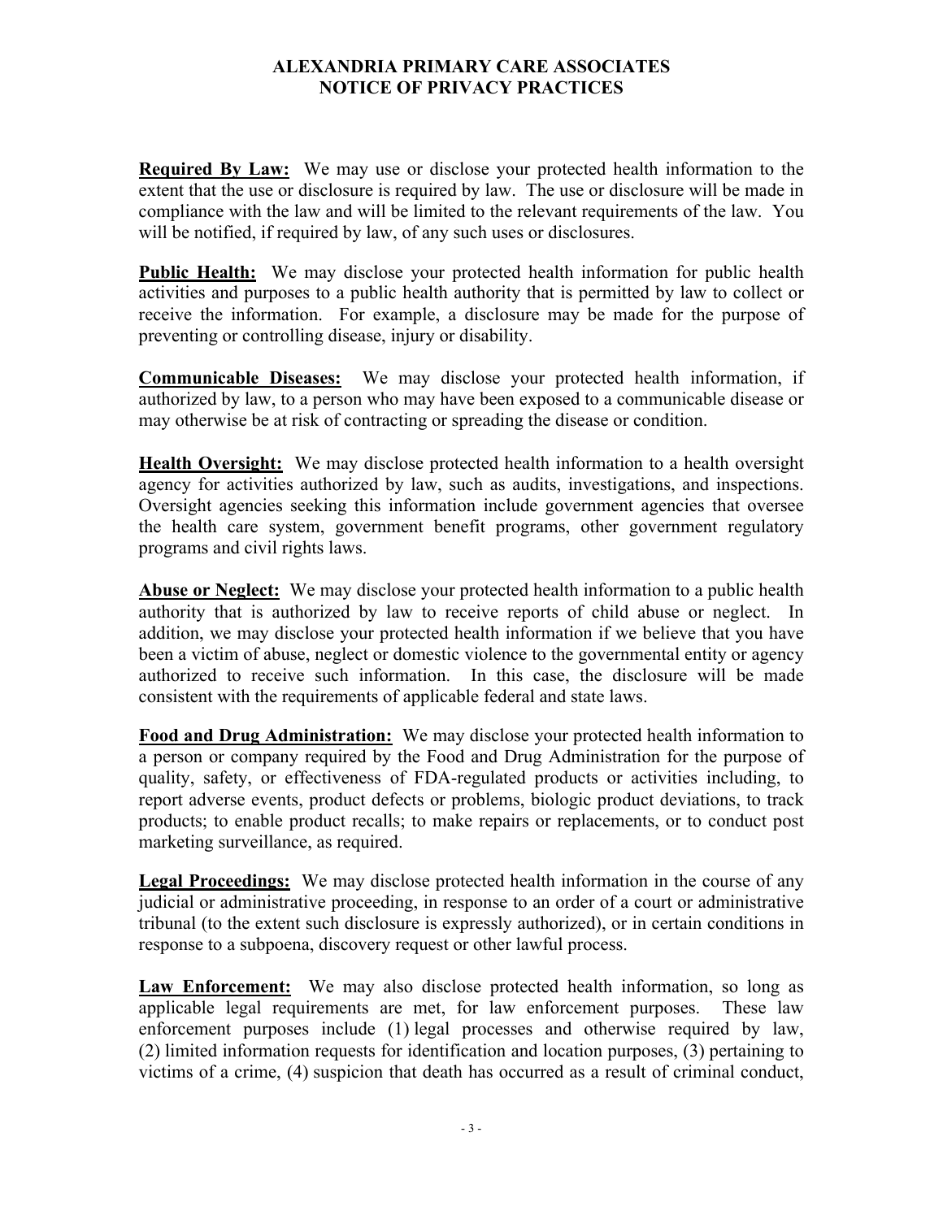**ALEXANDRIA PRIMARY CARE ASSOCIATES**
**NOTICE OF PRIVACY PRACTICES**

**Required By Law:** We may use or disclose your protected health information to the extent that the use or disclosure is required by law. The use or disclosure will be made in compliance with the law and will be limited to the relevant requirements of the law. You will be notified, if required by law, of any such uses or disclosures.

**Public Health:** We may disclose your protected health information for public health activities and purposes to a public health authority that is permitted by law to collect or receive the information. For example, a disclosure may be made for the purpose of preventing or controlling disease, injury or disability.

**Communicable Diseases:** We may disclose your protected health information, if authorized by law, to a person who may have been exposed to a communicable disease or may otherwise be at risk of contracting or spreading the disease or condition.

**Health Oversight:** We may disclose protected health information to a health oversight agency for activities authorized by law, such as audits, investigations, and inspections. Oversight agencies seeking this information include government agencies that oversee the health care system, government benefit programs, other government regulatory programs and civil rights laws.

**Abuse or Neglect:** We may disclose your protected health information to a public health authority that is authorized by law to receive reports of child abuse or neglect. In addition, we may disclose your protected health information if we believe that you have been a victim of abuse, neglect or domestic violence to the governmental entity or agency authorized to receive such information. In this case, the disclosure will be made consistent with the requirements of applicable federal and state laws.

**Food and Drug Administration:** We may disclose your protected health information to a person or company required by the Food and Drug Administration for the purpose of quality, safety, or effectiveness of FDA-regulated products or activities including, to report adverse events, product defects or problems, biologic product deviations, to track products; to enable product recalls; to make repairs or replacements, or to conduct post marketing surveillance, as required.

**Legal Proceedings:** We may disclose protected health information in the course of any judicial or administrative proceeding, in response to an order of a court or administrative tribunal (to the extent such disclosure is expressly authorized), or in certain conditions in response to a subpoena, discovery request or other lawful process.

**Law Enforcement:** We may also disclose protected health information, so long as applicable legal requirements are met, for law enforcement purposes. These law enforcement purposes include (1) legal processes and otherwise required by law, (2) limited information requests for identification and location purposes, (3) pertaining to victims of a crime, (4) suspicion that death has occurred as a result of criminal conduct,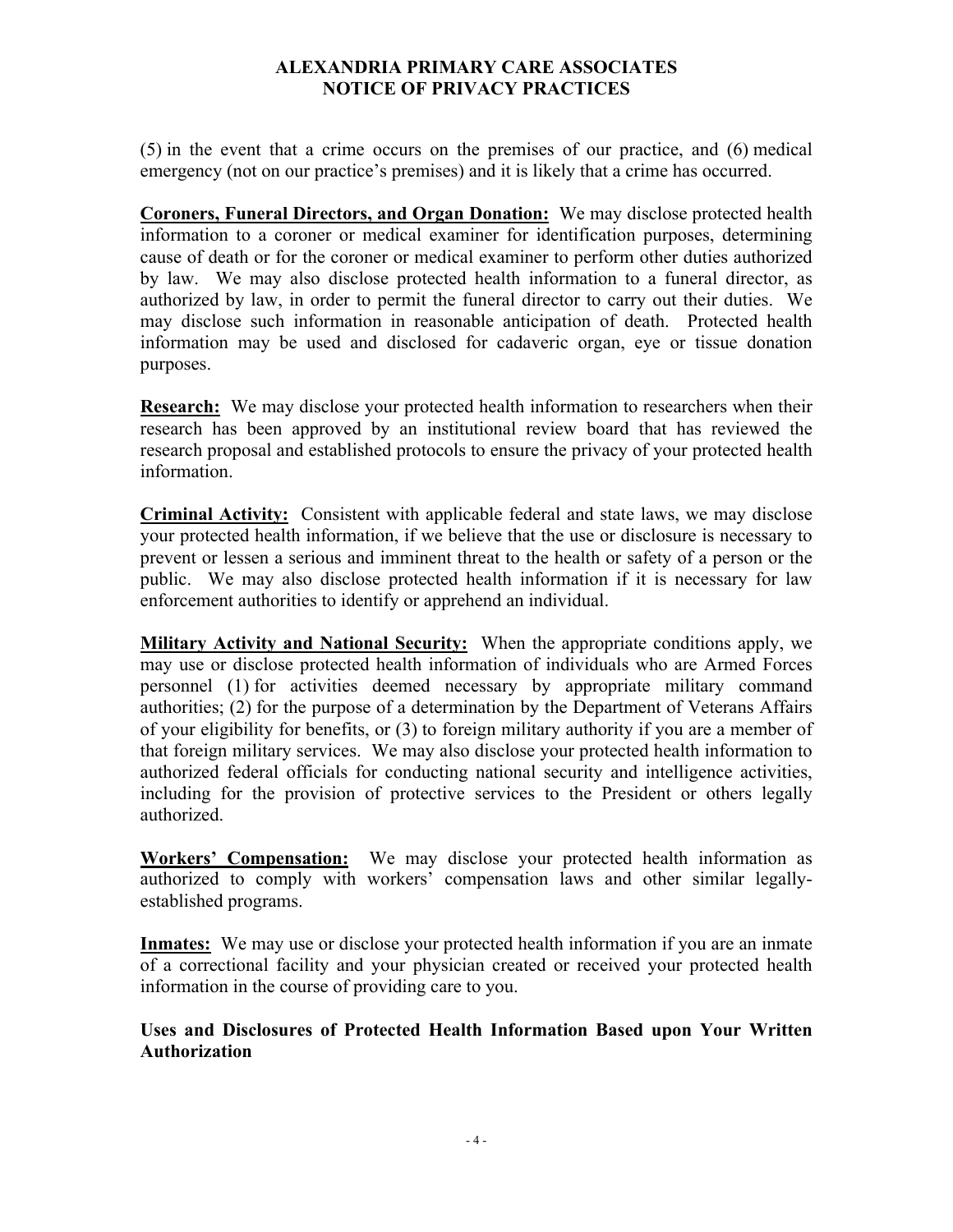(5) in the event that a crime occurs on the premises of our practice, and (6) medical emergency (not on our practice's premises) and it is likely that a crime has occurred.

**Coroners, Funeral Directors, and Organ Donation:** We may disclose protected health information to a coroner or medical examiner for identification purposes, determining cause of death or for the coroner or medical examiner to perform other duties authorized by law. We may also disclose protected health information to a funeral director, as authorized by law, in order to permit the funeral director to carry out their duties. We may disclose such information in reasonable anticipation of death. Protected health information may be used and disclosed for cadaveric organ, eye or tissue donation purposes.

**Research:** We may disclose your protected health information to researchers when their research has been approved by an institutional review board that has reviewed the research proposal and established protocols to ensure the privacy of your protected health information.

**Criminal Activity:** Consistent with applicable federal and state laws, we may disclose your protected health information, if we believe that the use or disclosure is necessary to prevent or lessen a serious and imminent threat to the health or safety of a person or the public. We may also disclose protected health information if it is necessary for law enforcement authorities to identify or apprehend an individual.

**Military Activity and National Security:** When the appropriate conditions apply, we may use or disclose protected health information of individuals who are Armed Forces personnel (1) for activities deemed necessary by appropriate military command authorities; (2) for the purpose of a determination by the Department of Veterans Affairs of your eligibility for benefits, or (3) to foreign military authority if you are a member of that foreign military services. We may also disclose your protected health information to authorized federal officials for conducting national security and intelligence activities, including for the provision of protective services to the President or others legally authorized.

**Workers' Compensation:** We may disclose your protected health information as authorized to comply with workers' compensation laws and other similar legally-established programs.

**Inmates:** We may use or disclose your protected health information if you are an inmate of a correctional facility and your physician created or received your protected health information in the course of providing care to you.

**Uses and Disclosures of Protected Health Information Based upon Your Written Authorization**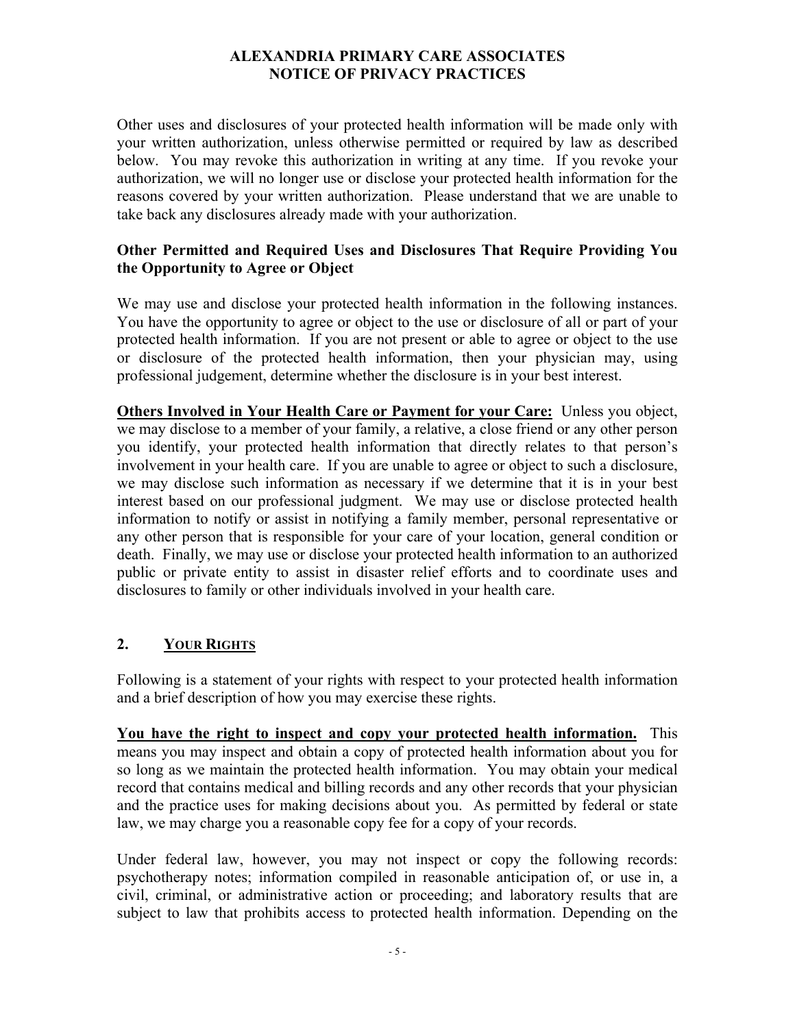Other uses and disclosures of your protected health information will be made only with your written authorization, unless otherwise permitted or required by law as described below. You may revoke this authorization in writing at any time. If you revoke your authorization, we will no longer use or disclose your protected health information for the reasons covered by your written authorization. Please understand that we are unable to take back any disclosures already made with your authorization.

### Other Permitted and Required Uses and Disclosures That Require Providing You the Opportunity to Agree or Object

We may use and disclose your protected health information in the following instances. You have the opportunity to agree or object to the use or disclosure of all or part of your protected health information. If you are not present or able to agree or object to the use or disclosure of the protected health information, then your physician may, using professional judgement, determine whether the disclosure is in your best interest.

**Others Involved in Your Health Care or Payment for your Care:** Unless you object, we may disclose to a member of your family, a relative, a close friend or any other person you identify, your protected health information that directly relates to that person's involvement in your health care. If you are unable to agree or object to such a disclosure, we may disclose such information as necessary if we determine that it is in your best interest based on our professional judgment. We may use or disclose protected health information to notify or assist in notifying a family member, personal representative or any other person that is responsible for your care of your location, general condition or death. Finally, we may use or disclose your protected health information to an authorized public or private entity to assist in disaster relief efforts and to coordinate uses and disclosures to family or other individuals involved in your health care.

## 2. Your Rights

Following is a statement of your rights with respect to your protected health information and a brief description of how you may exercise these rights.

**You have the right to inspect and copy your protected health information.** This means you may inspect and obtain a copy of protected health information about you for so long as we maintain the protected health information. You may obtain your medical record that contains medical and billing records and any other records that your physician and the practice uses for making decisions about you. As permitted by federal or state law, we may charge you a reasonable copy fee for a copy of your records.

Under federal law, however, you may not inspect or copy the following records: psychotherapy notes; information compiled in reasonable anticipation of, or use in, a civil, criminal, or administrative action or proceeding; and laboratory results that are subject to law that prohibits access to protected health information. Depending on the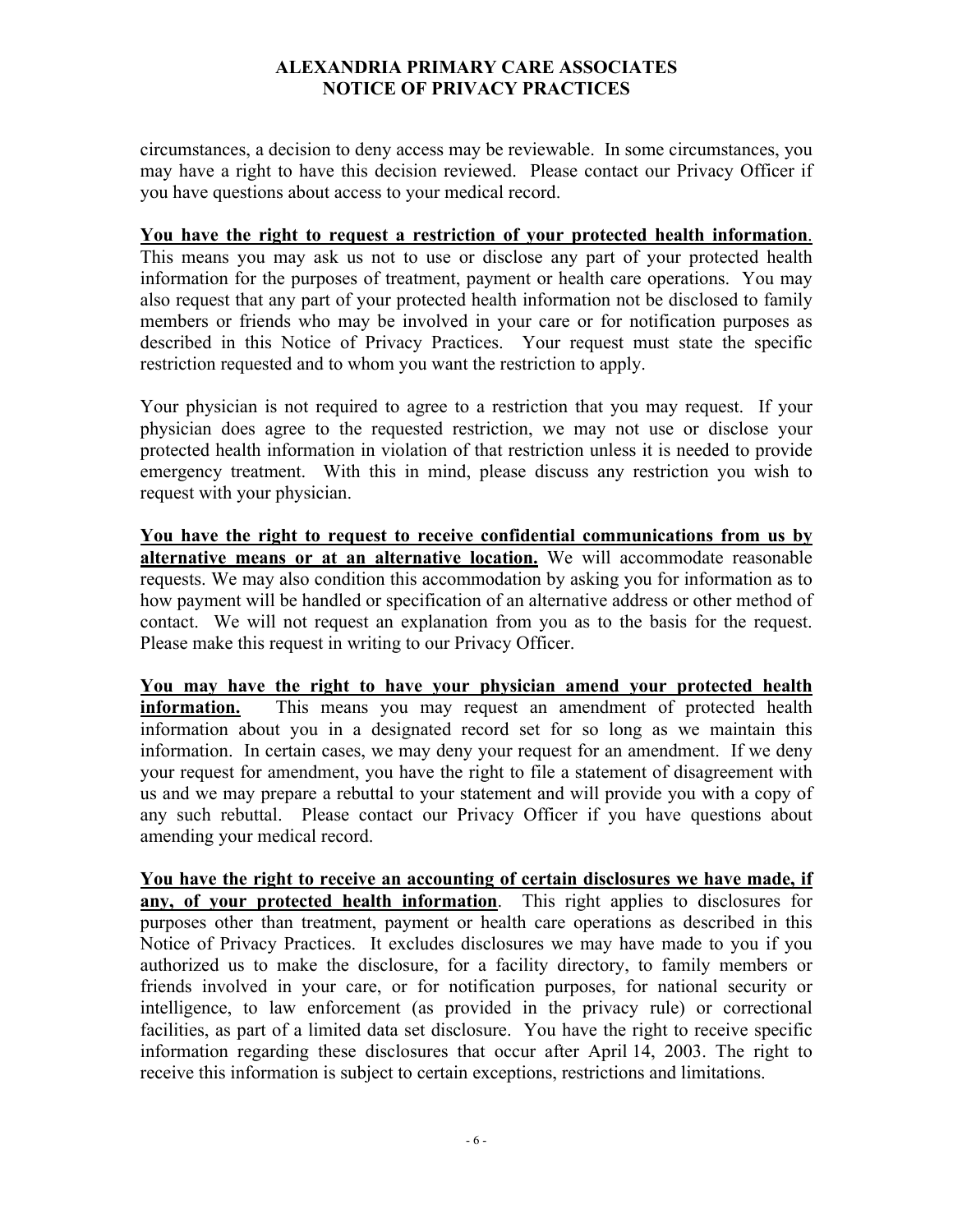circumstances, a decision to deny access may be reviewable. In some circumstances, you may have a right to have this decision reviewed. Please contact our Privacy Officer if you have questions about access to your medical record.

**<u>You have the right to request a restriction of your protected health information</u>**. This means you may ask us not to use or disclose any part of your protected health information for the purposes of treatment, payment or health care operations. You may also request that any part of your protected health information not be disclosed to family members or friends who may be involved in your care or for notification purposes as described in this Notice of Privacy Practices. Your request must state the specific restriction requested and to whom you want the restriction to apply.

Your physician is not required to agree to a restriction that you may request. If your physician does agree to the requested restriction, we may not use or disclose your protected health information in violation of that restriction unless it is needed to provide emergency treatment. With this in mind, please discuss any restriction you wish to request with your physician.

**<u>You have the right to request to receive confidential communications from us by alternative means or at an alternative location.</u>** We will accommodate reasonable requests. We may also condition this accommodation by asking you for information as to how payment will be handled or specification of an alternative address or other method of contact. We will not request an explanation from you as to the basis for the request. Please make this request in writing to our Privacy Officer.

**<u>You may have the right to have your physician amend your protected health information.</u>** This means you may request an amendment of protected health information about you in a designated record set for so long as we maintain this information. In certain cases, we may deny your request for an amendment. If we deny your request for amendment, you have the right to file a statement of disagreement with us and we may prepare a rebuttal to your statement and will provide you with a copy of any such rebuttal. Please contact our Privacy Officer if you have questions about amending your medical record.

**<u>You have the right to receive an accounting of certain disclosures we have made, if any, of your protected health information</u>**. This right applies to disclosures for purposes other than treatment, payment or health care operations as described in this Notice of Privacy Practices. It excludes disclosures we may have made to you if you authorized us to make the disclosure, for a facility directory, to family members or friends involved in your care, or for notification purposes, for national security or intelligence, to law enforcement (as provided in the privacy rule) or correctional facilities, as part of a limited data set disclosure. You have the right to receive specific information regarding these disclosures that occur after April 14, 2003. The right to receive this information is subject to certain exceptions, restrictions and limitations.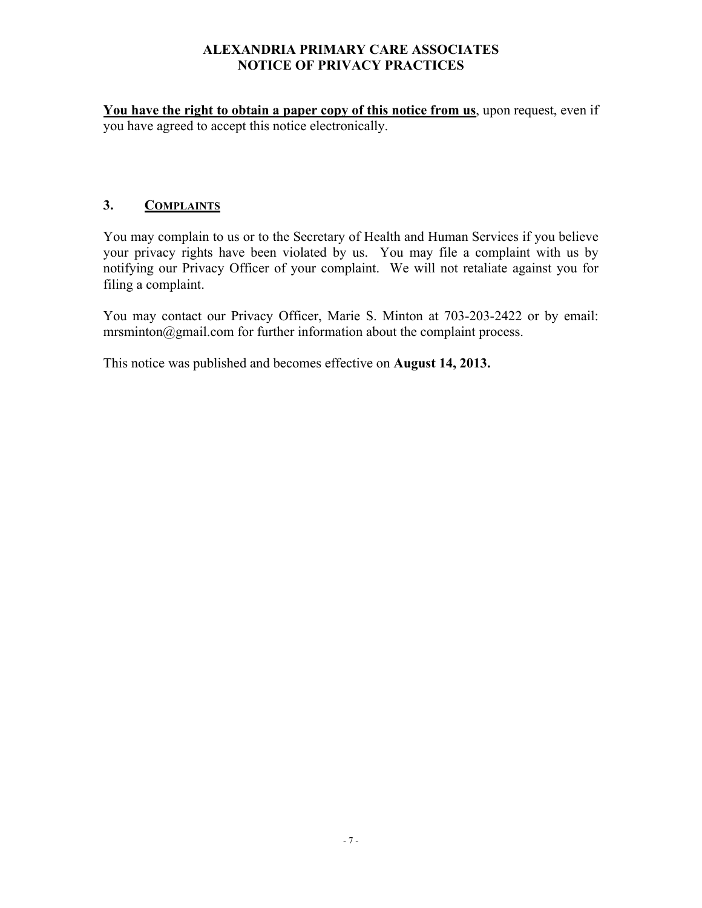**You have the right to obtain a paper copy of this notice from us**, upon request, even if you have agreed to accept this notice electronically.

## 3. COMPLAINTS

You may complain to us or to the Secretary of Health and Human Services if you believe your privacy rights have been violated by us. You may file a complaint with us by notifying our Privacy Officer of your complaint. We will not retaliate against you for filing a complaint.

You may contact our Privacy Officer, Marie S. Minton at 703-203-2422 or by email: mrsminton@gmail.com for further information about the complaint process.

This notice was published and becomes effective on **August 14, 2013.**